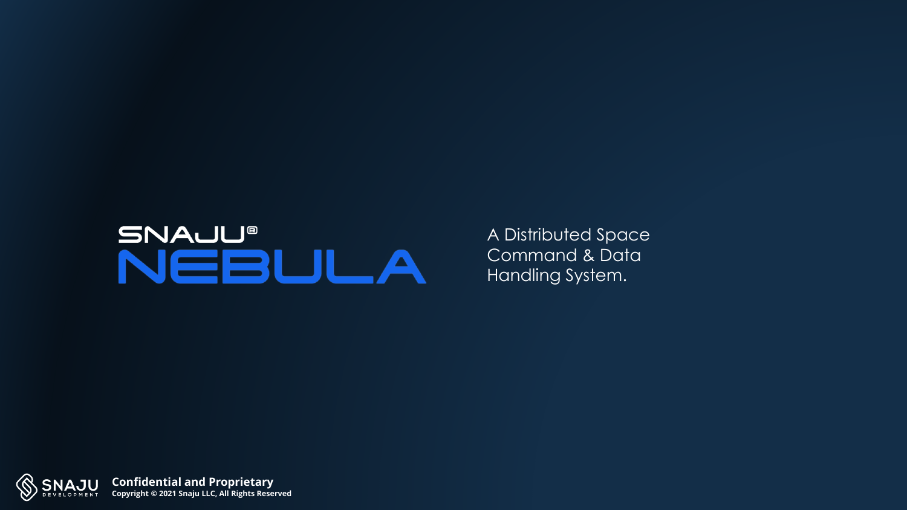# SNAJU® NEBULA

A Distributed Space Command & Data Handling System.

SNAJU DEVELOPMENT

**Confidential and Proprietary**
**Copyright © 2021 Snaju LLC, All Rights Reserved**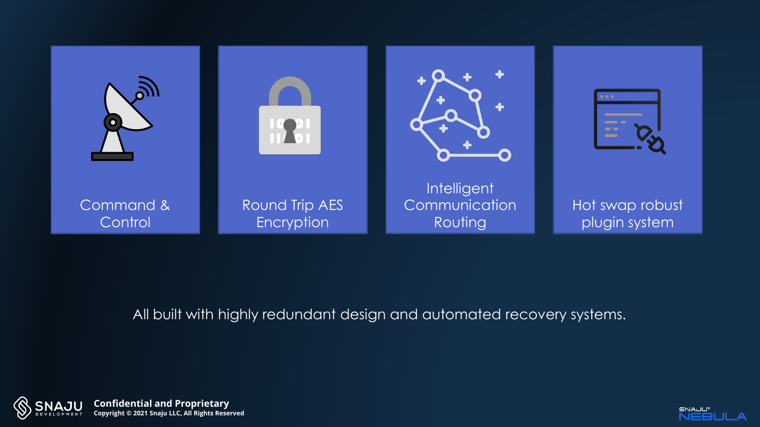Command & Control

Round Trip AES Encryption

Intelligent Communication Routing

Hot swap robust plugin system

All built with highly redundant design and automated recovery systems.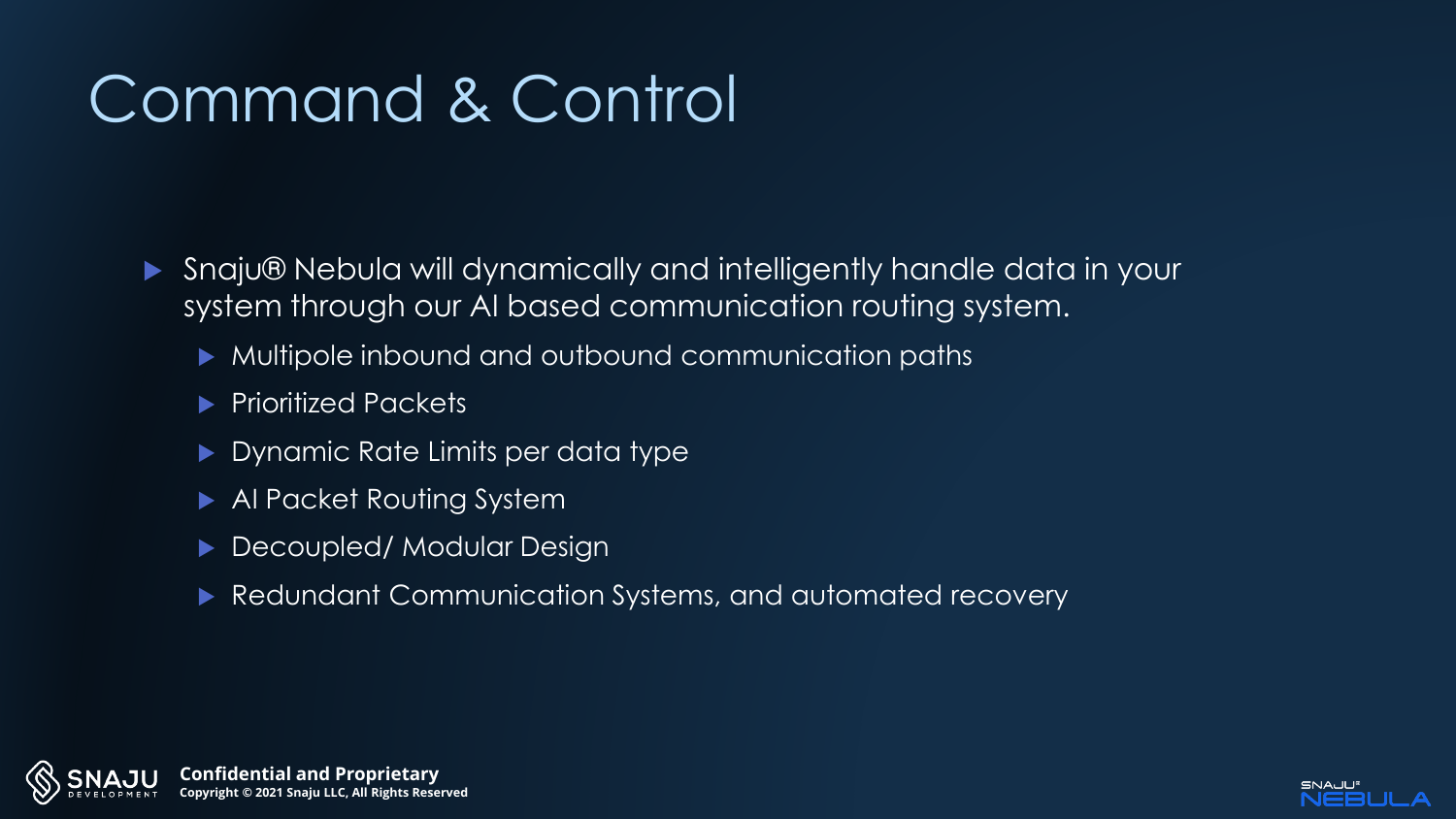# Command & Control

- Snaju® Nebula will dynamically and intelligently handle data in your system through our AI based communication routing system.
  - Multipole inbound and outbound communication paths
  - Prioritized Packets
  - Dynamic Rate Limits per data type
  - AI Packet Routing System
  - Decoupled/ Modular Design
  - Redundant Communication Systems, and automated recovery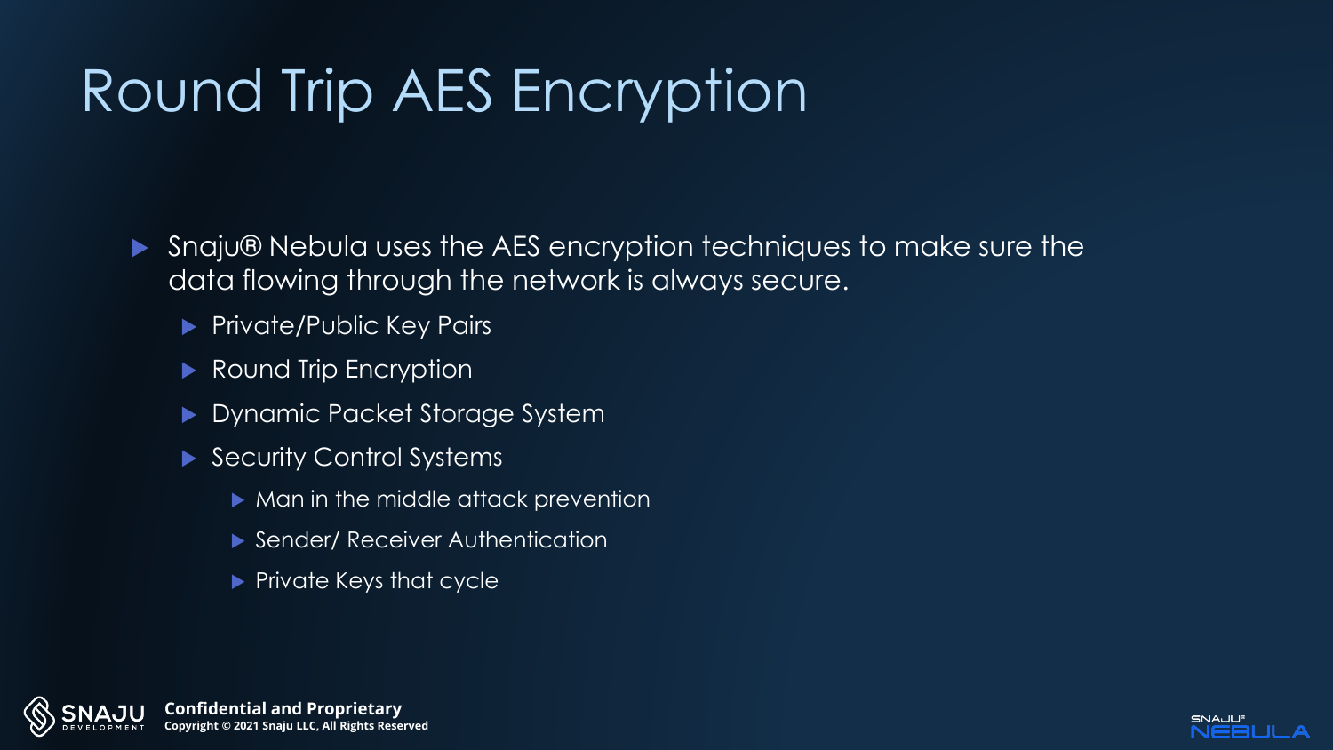# Round Trip AES Encryption

- Snaju® Nebula uses the AES encryption techniques to make sure the data flowing through the network is always secure.
  - Private/Public Key Pairs
  - Round Trip Encryption
  - Dynamic Packet Storage System
  - Security Control Systems
    - Man in the middle attack prevention
    - Sender/ Receiver Authentication
    - Private Keys that cycle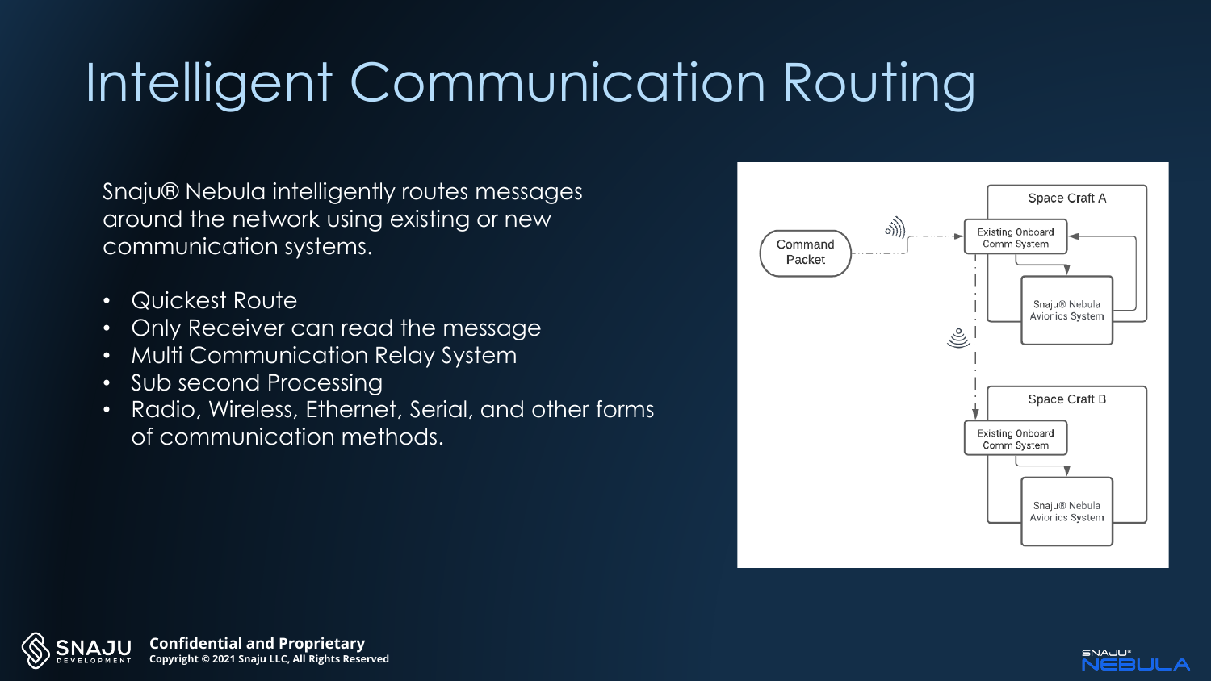# Intelligent Communication Routing

Snaju® Nebula intelligently routes messages around the network using existing or new communication systems.

- Quickest Route
- Only Receiver can read the message
- Multi Communication Relay System
- Sub second Processing
- Radio, Wireless, Ethernet, Serial, and other forms of communication methods.

Command Packet

Space Craft A

Existing Onboard Comm System

Snaju® Nebula Avionics System

Space Craft B

Existing Onboard Comm System

Snaju® Nebula Avionics System

**Confidential and Proprietary**
**Copyright © 2021 Snaju LLC, All Rights Reserved**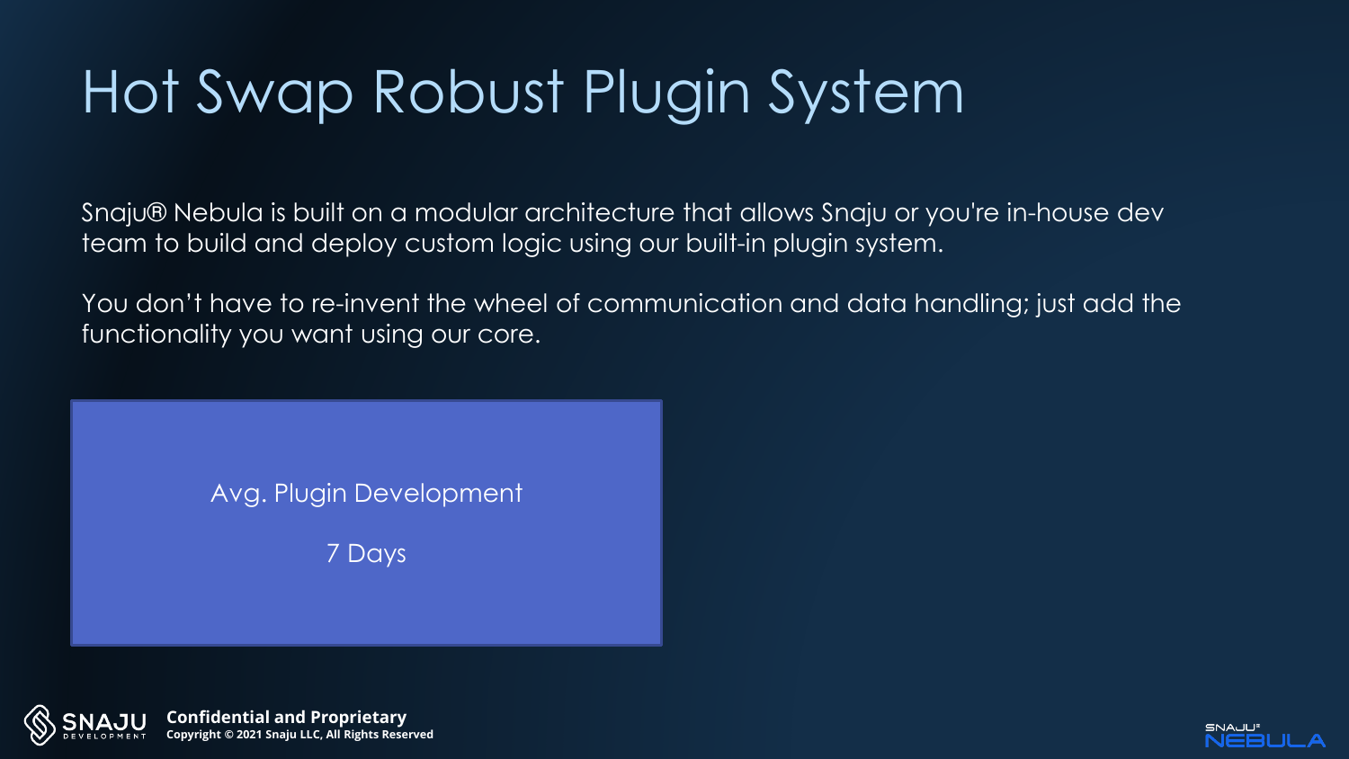# Hot Swap Robust Plugin System

Snaju® Nebula is built on a modular architecture that allows Snaju or you're in-house dev team to build and deploy custom logic using our built-in plugin system.

You don't have to re-invent the wheel of communication and data handling; just add the functionality you want using our core.

Avg. Plugin Development

7 Days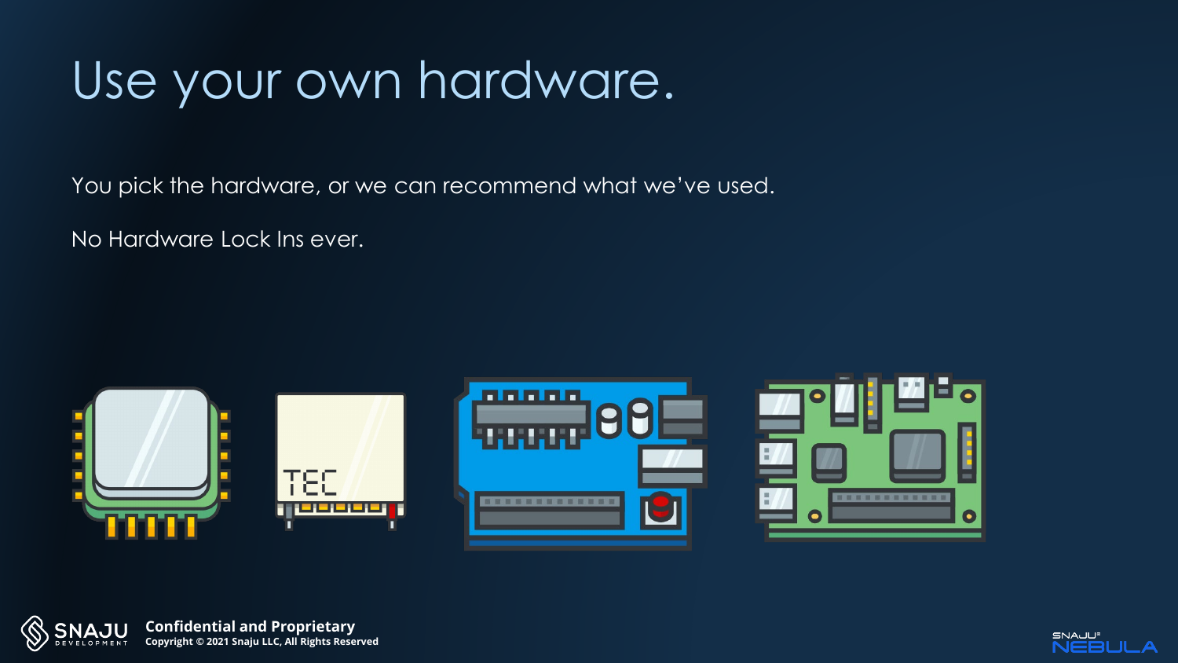# Use your own hardware.

You pick the hardware, or we can recommend what we've used.

No Hardware Lock Ins ever.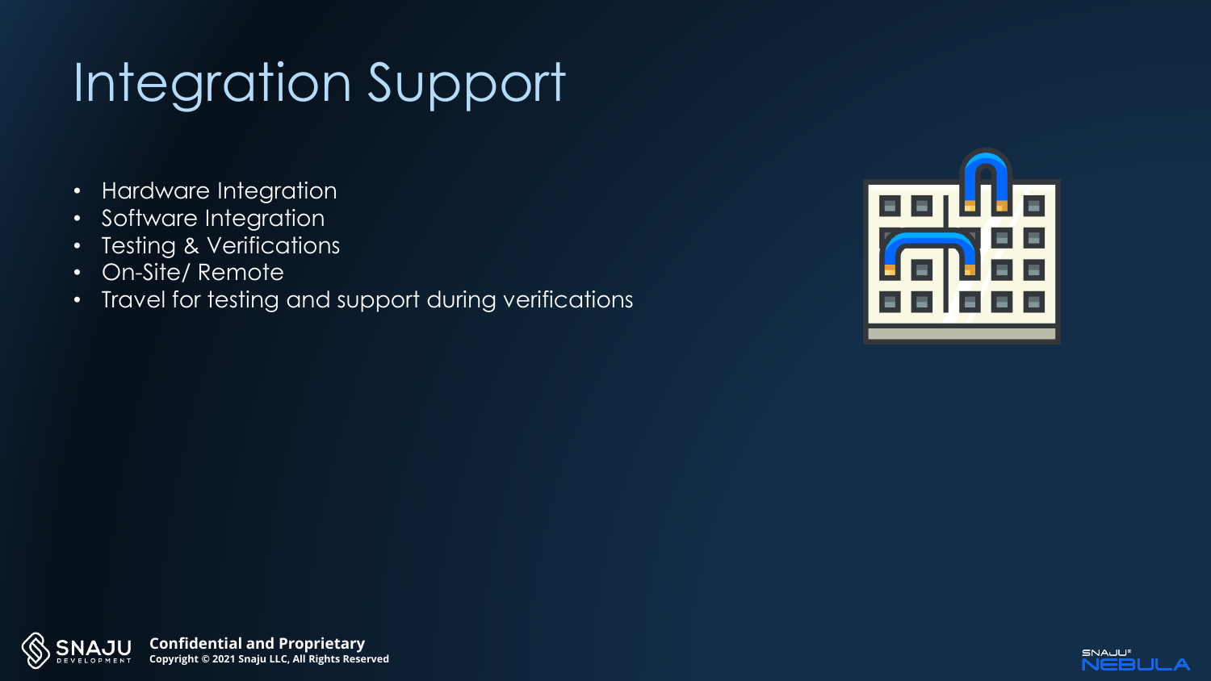# Integration Support

- Hardware Integration
- Software Integration
- Testing & Verifications
- On-Site/ Remote
- Travel for testing and support during verifications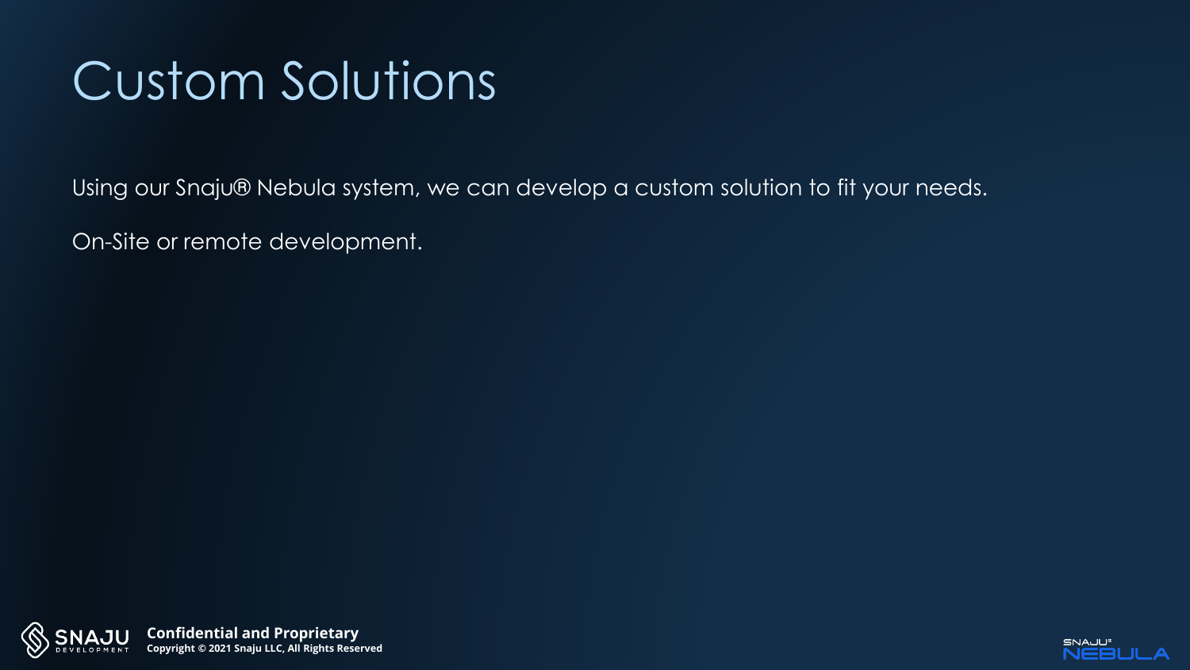# Custom Solutions

Using our Snaju® Nebula system, we can develop a custom solution to fit your needs.

On-Site or remote development.